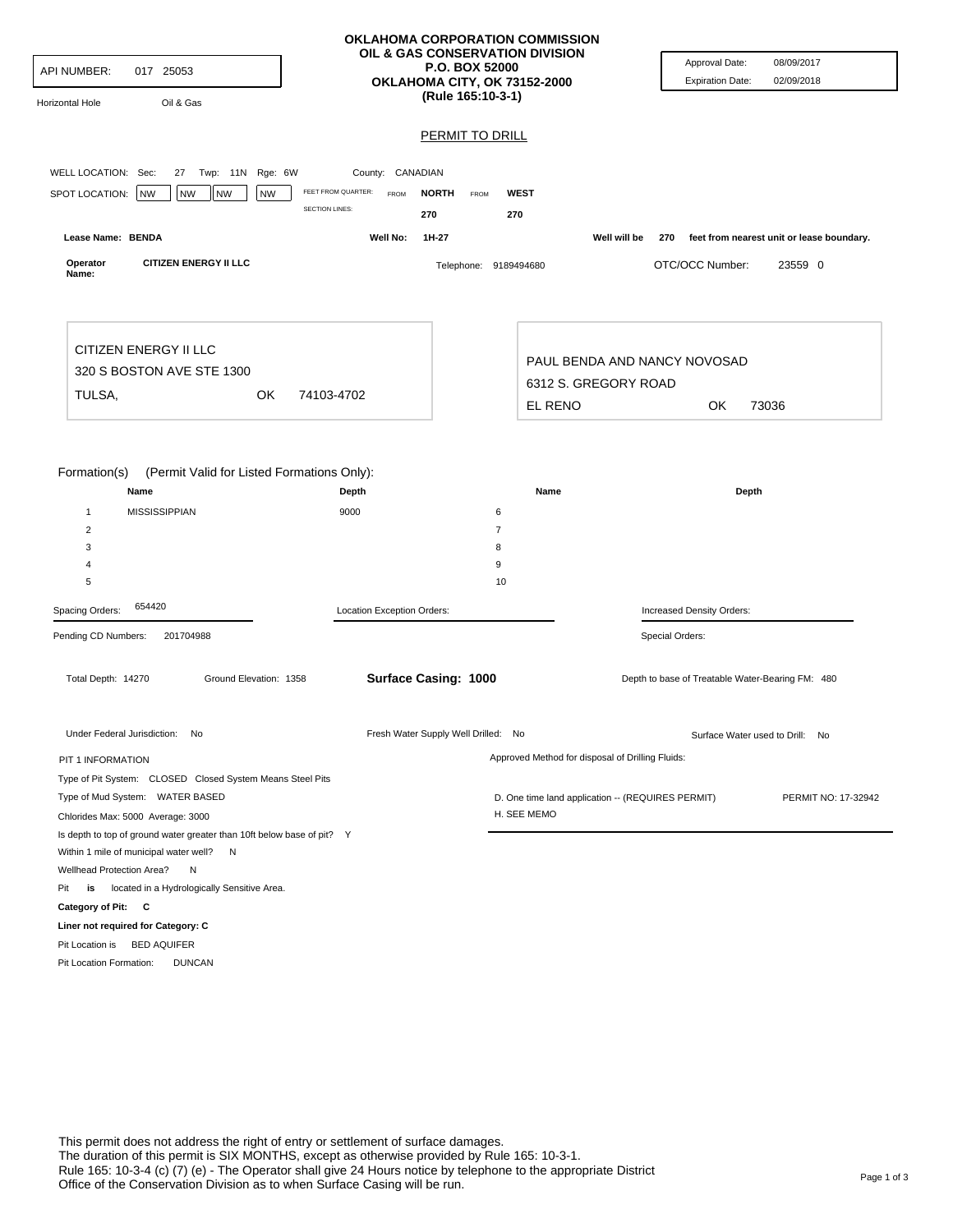API NUMBER: 017 25053

Horizontal Hole    Oil & Gas

**OKLAHOMA CORPORATION COMMISSION**
**OIL & GAS CONSERVATION DIVISION**
**P.O. BOX 52000**
**OKLAHOMA CITY, OK 73152-2000**
**(Rule 165:10-3-1)**

Approval Date: 08/09/2017
Expiration Date: 02/09/2018

## PERMIT TO DRILL

WELL LOCATION: Sec: 27 Twp: 11N Rge: 6W    County: CANADIAN

SPOT LOCATION: NW NW NW NW    FEET FROM QUARTER: FROM **NORTH** FROM **WEST**
SECTION LINES: 270    270

**Lease Name: BENDA**    **Well No: 1H-27**    Well will be **270** feet from nearest unit or lease boundary.

**Operator Name: CITIZEN ENERGY II LLC**    Telephone: 9189494680    OTC/OCC Number: 23559 0

CITIZEN ENERGY II LLC
320 S BOSTON AVE STE 1300
TULSA, OK 74103-4702

PAUL BENDA AND NANCY NOVOSAD
6312 S. GREGORY ROAD
EL RENO OK 73036

Formation(s) (Permit Valid for Listed Formations Only):

| | Name | Depth | | Name | Depth |
|---|---|---|---|---|---|
| 1 | MISSISSIPPIAN | 9000 | 6 | | |
| 2 | | | 7 | | |
| 3 | | | 8 | | |
| 4 | | | 9 | | |
| 5 | | | 10 | | |

Spacing Orders: 654420    Location Exception Orders:    Increased Density Orders:

Pending CD Numbers: 201704988    Special Orders:

Total Depth: 14270    Ground Elevation: 1358    **Surface Casing: 1000**    Depth to base of Treatable Water-Bearing FM: 480

Under Federal Jurisdiction: No    Fresh Water Supply Well Drilled: No    Surface Water used to Drill: No

PIT 1 INFORMATION

Type of Pit System: CLOSED Closed System Means Steel Pits
Type of Mud System: WATER BASED
Chlorides Max: 5000 Average: 3000
Is depth to top of ground water greater than 10ft below base of pit? Y
Within 1 mile of municipal water well? N
Wellhead Protection Area? N
Pit **is** located in a Hydrologically Sensitive Area.
**Category of Pit: C**
**Liner not required for Category: C**
Pit Location is BED AQUIFER
Pit Location Formation: DUNCAN

Approved Method for disposal of Drilling Fluids:

D. One time land application -- (REQUIRES PERMIT)    PERMIT NO: 17-32942
H. SEE MEMO

This permit does not address the right of entry or settlement of surface damages.
The duration of this permit is SIX MONTHS, except as otherwise provided by Rule 165: 10-3-1.
Rule 165: 10-3-4 (c) (7) (e) - The Operator shall give 24 Hours notice by telephone to the appropriate District Office of the Conservation Division as to when Surface Casing will be run.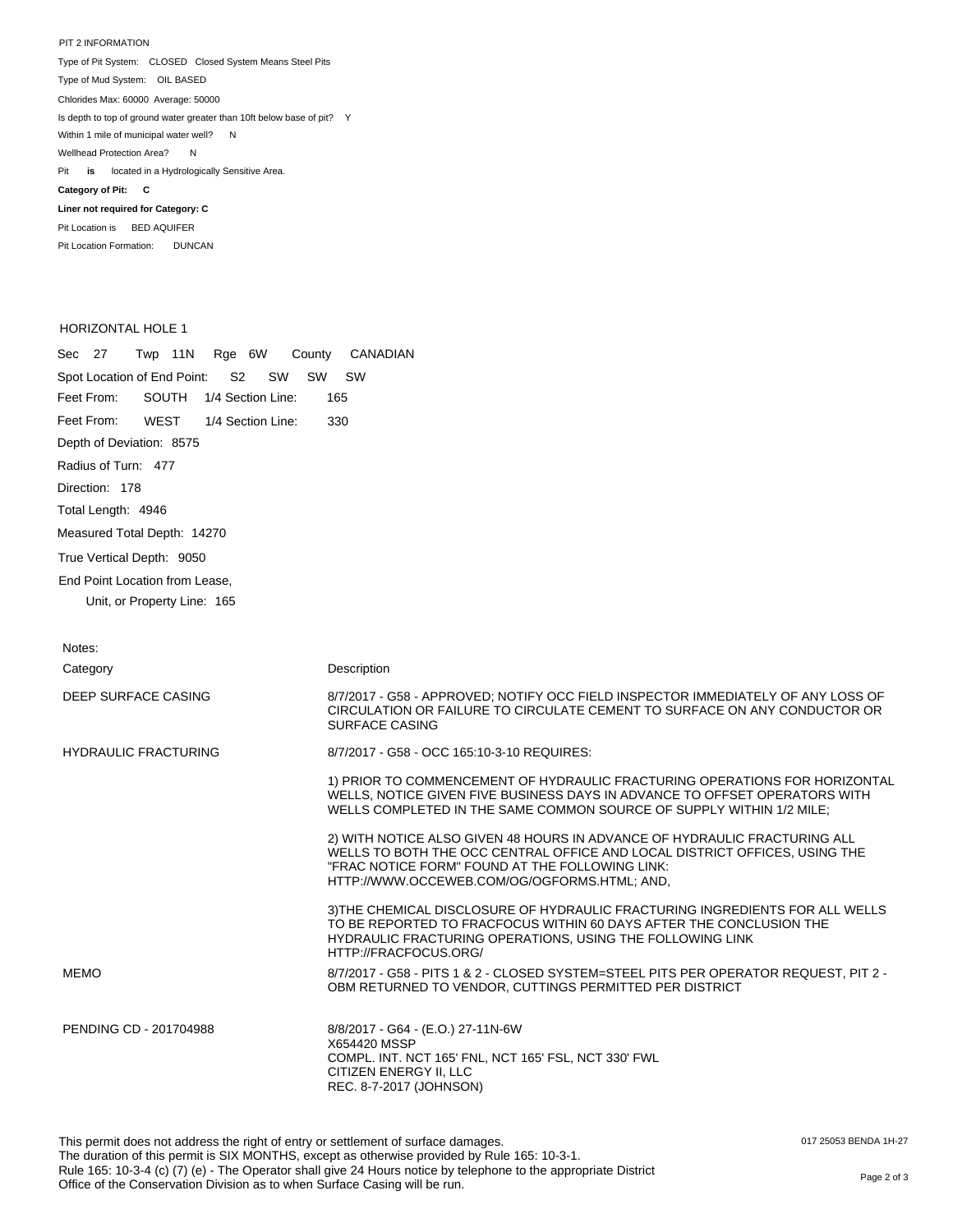PIT 2 INFORMATION

Type of Pit System: CLOSED Closed System Means Steel Pits

Type of Mud System: OIL BASED

Chlorides Max: 60000 Average: 50000

Is depth to top of ground water greater than 10ft below base of pit? Y

Within 1 mile of municipal water well? N

Wellhead Protection Area? N

Pit **is** located in a Hydrologically Sensitive Area.

**Category of Pit: C**

**Liner not required for Category: C**

Pit Location is BED AQUIFER

Pit Location Formation: DUNCAN

HORIZONTAL HOLE 1

Sec 27 Twp 11N Rge 6W County CANADIAN

Spot Location of End Point: S2 SW SW SW

Feet From: SOUTH 1/4 Section Line: 165

Feet From: WEST 1/4 Section Line: 330

Depth of Deviation: 8575

Radius of Turn: 477

Direction: 178

Total Length: 4946

Measured Total Depth: 14270

True Vertical Depth: 9050

End Point Location from Lease, Unit, or Property Line: 165

Notes:

| Category | Description |
|---|---|
| DEEP SURFACE CASING | 8/7/2017 - G58 - APPROVED; NOTIFY OCC FIELD INSPECTOR IMMEDIATELY OF ANY LOSS OF CIRCULATION OR FAILURE TO CIRCULATE CEMENT TO SURFACE ON ANY CONDUCTOR OR SURFACE CASING |
| HYDRAULIC FRACTURING | 8/7/2017 - G58 - OCC 165:10-3-10 REQUIRES:<br><br>1) PRIOR TO COMMENCEMENT OF HYDRAULIC FRACTURING OPERATIONS FOR HORIZONTAL WELLS, NOTICE GIVEN FIVE BUSINESS DAYS IN ADVANCE TO OFFSET OPERATORS WITH WELLS COMPLETED IN THE SAME COMMON SOURCE OF SUPPLY WITHIN 1/2 MILE;<br><br>2) WITH NOTICE ALSO GIVEN 48 HOURS IN ADVANCE OF HYDRAULIC FRACTURING ALL WELLS TO BOTH THE OCC CENTRAL OFFICE AND LOCAL DISTRICT OFFICES, USING THE "FRAC NOTICE FORM" FOUND AT THE FOLLOWING LINK: HTTP://WWW.OCCEWEB.COM/OG/OGFORMS.HTML; AND,<br><br>3)THE CHEMICAL DISCLOSURE OF HYDRAULIC FRACTURING INGREDIENTS FOR ALL WELLS TO BE REPORTED TO FRACFOCUS WITHIN 60 DAYS AFTER THE CONCLUSION THE HYDRAULIC FRACTURING OPERATIONS, USING THE FOLLOWING LINK HTTP://FRACFOCUS.ORG/ |
| MEMO | 8/7/2017 - G58 - PITS 1 & 2 - CLOSED SYSTEM=STEEL PITS PER OPERATOR REQUEST, PIT 2 - OBM RETURNED TO VENDOR, CUTTINGS PERMITTED PER DISTRICT |
| PENDING CD - 201704988 | 8/8/2017 - G64 - (E.O.) 27-11N-6W<br>X654420 MSSP<br>COMPL. INT. NCT 165' FNL, NCT 165' FSL, NCT 330' FWL<br>CITIZEN ENERGY II, LLC<br>REC. 8-7-2017 (JOHNSON) |

This permit does not address the right of entry or settlement of surface damages.
The duration of this permit is SIX MONTHS, except as otherwise provided by Rule 165: 10-3-1.
Rule 165: 10-3-4 (c) (7) (e) - The Operator shall give 24 Hours notice by telephone to the appropriate District Office of the Conservation Division as to when Surface Casing will be run.

017 25053 BENDA 1H-27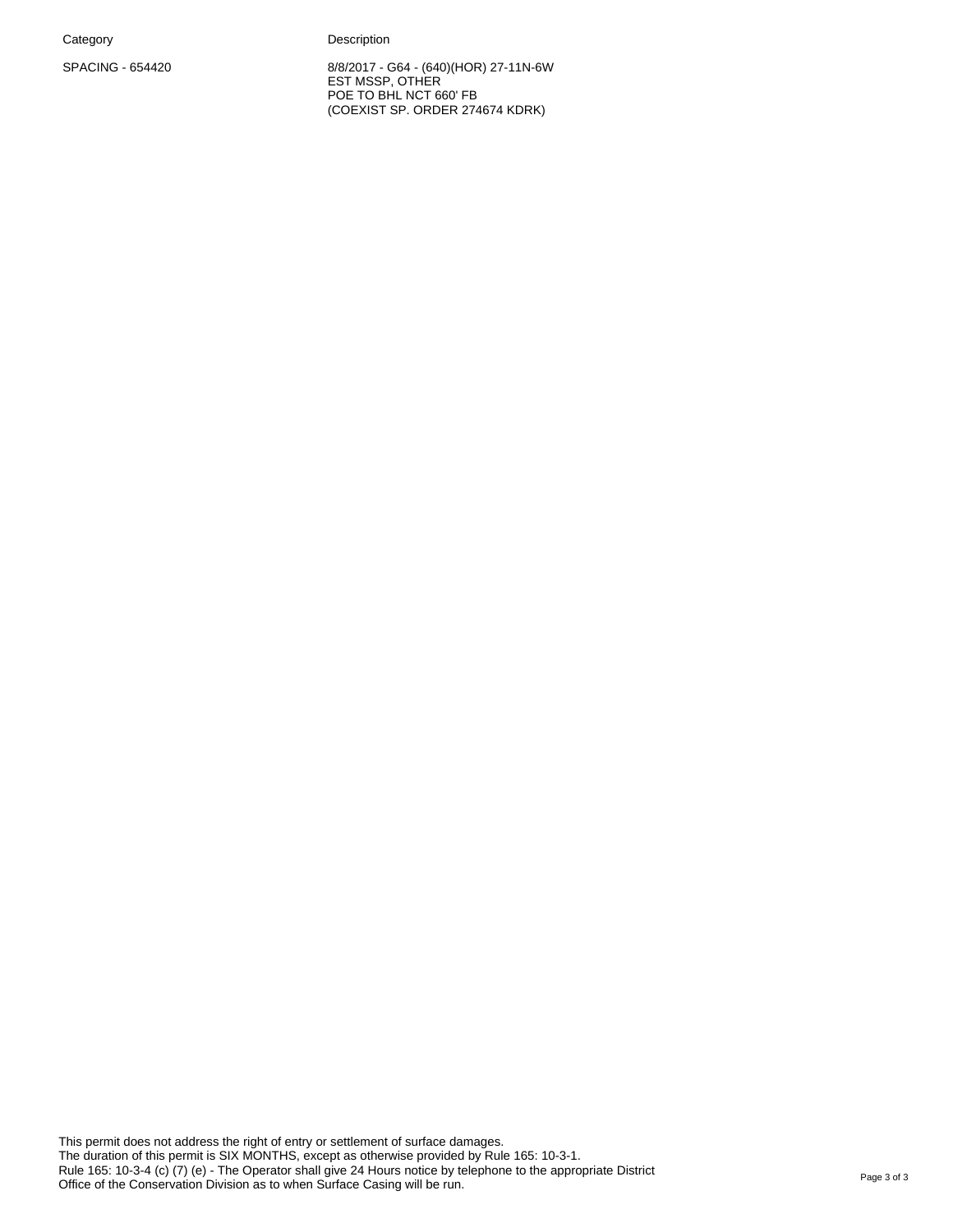| Category | Description |
| --- | --- |
| SPACING - 654420 | 8/8/2017 - G64 - (640)(HOR) 27-11N-6W<br>EST MSSP, OTHER<br>POE TO BHL NCT 660' FB<br>(COEXIST SP. ORDER 274674 KDRK) |

This permit does not address the right of entry or settlement of surface damages.
The duration of this permit is SIX MONTHS, except as otherwise provided by Rule 165: 10-3-1.
Rule 165: 10-3-4 (c) (7) (e) - The Operator shall give 24 Hours notice by telephone to the appropriate District Office of the Conservation Division as to when Surface Casing will be run.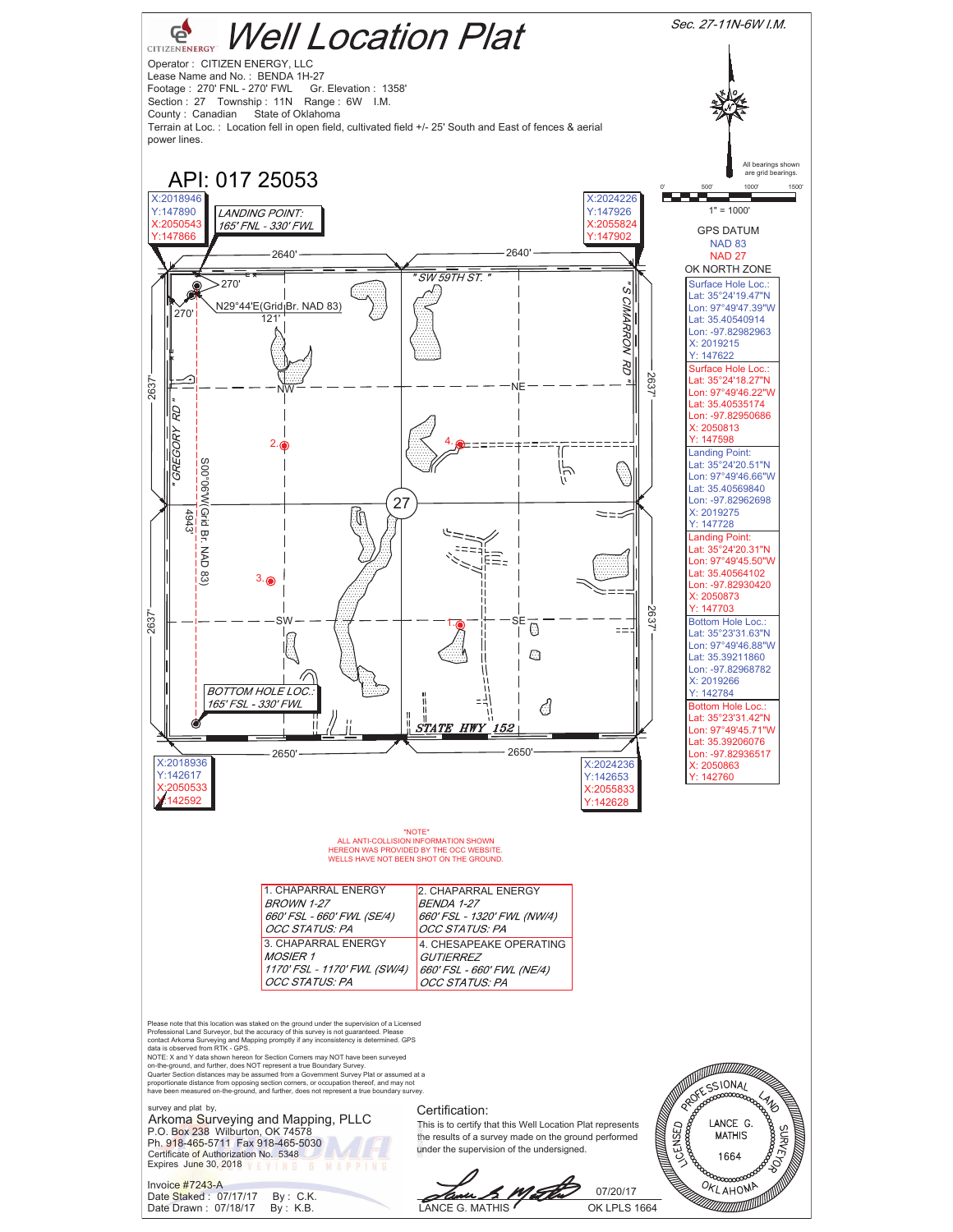# Well Location Plat

CITIZENENERGY

Sec. 27-11N-6W I.M.

Operator : CITIZEN ENERGY, LLC
Lease Name and No. : BENDA 1H-27
Footage : 270' FNL - 270' FWL    Gr. Elevation : 1358'
Section : 27    Township : 11N    Range : 6W    I.M.
County : Canadian    State of Oklahoma
Terrain at Loc. : Location fell in open field, cultivated field +/- 25' South and East of fences & aerial power lines.

All bearings shown are grid bearings.

0'    500'    1000'    1500'
1" = 1000'

## API: 017 25053

X:2018946
Y:147890
X:2050543
Y:147866

LANDING POINT:
165' FNL - 330' FWL

X:2024226
Y:147926
X:2055824
Y:147902

2640'    2640'
"SW 59TH ST."
"S CIMARRON RD"
"GREGORY RD"
270'
270'
N29°44'E(Grid Br. NAD 83)
121'
2637'
2637'
2637'
2637'
NW    NE    SW    SE
27
S00°06'W(Grid Br. NAD 83)
4943'
1.    2.    3.    4.

BOTTOM HOLE LOC.:
165' FSL - 330' FWL

STATE HWY 152
2650'    2650'

X:2018936
Y:142617
X:2050533
Y:142592

X:2024236
Y:142653
X:2055833
Y:142628

GPS DATUM
NAD 83
NAD 27
OK NORTH ZONE

| |
|---|
| Surface Hole Loc.: Lat: 35°24'19.47"N Lon: 97°49'47.39"W Lat: 35.40540914 Lon: -97.82982963 X: 2019215 Y: 147622 |
| Surface Hole Loc.: Lat: 35°24'18.27"N Lon: 97°49'46.22"W Lat: 35.40535174 Lon: -97.82950686 X: 2050813 Y: 147598 |
| Landing Point: Lat: 35°24'20.51"N Lon: 97°49'46.66"W Lat: 35.40569840 Lon: -97.82962698 X: 2019275 Y: 147728 |
| Landing Point: Lat: 35°24'20.31"N Lon: 97°49'45.50"W Lat: 35.40564102 Lon: -97.82930420 X: 2050873 Y: 147703 |
| Bottom Hole Loc.: Lat: 35°23'31.63"N Lon: 97°49'46.88"W Lat: 35.39211860 Lon: -97.82968782 X: 2019266 Y: 142784 |
| Bottom Hole Loc.: Lat: 35°23'31.42"N Lon: 97°49'45.71"W Lat: 35.39206076 Lon: -97.82936517 X: 2050863 Y: 142760 |

*NOTE*
ALL ANTI-COLLISION INFORMATION SHOWN HEREON WAS PROVIDED BY THE OCC WEBSITE. WELLS HAVE NOT BEEN SHOT ON THE GROUND.

| | |
|---|---|
| 1. CHAPARRAL ENERGY<br>*BROWN 1-27*<br>*660' FSL - 660' FWL (SE/4)*<br>*OCC STATUS: PA* | 2. CHAPARRAL ENERGY<br>*BENDA 1-27*<br>*660' FSL - 1320' FWL (NW/4)*<br>*OCC STATUS: PA* |
| 3. CHAPARRAL ENERGY<br>*MOSIER 1*<br>*1170' FSL - 1170' FWL (SW/4)*<br>*OCC STATUS: PA* | 4. CHESAPEAKE OPERATING<br>*GUTIERREZ*<br>*660' FSL - 660' FWL (NE/4)*<br>*OCC STATUS: PA* |

Please note that this location was staked on the ground under the supervision of a Licensed Professional Land Surveyor, but the accuracy of this survey is not guaranteed. Please contact Arkoma Surveying and Mapping promptly if any inconsistency is determined. GPS data is observed from RTK - GPS.
NOTE: X and Y data shown hereon for Section Corners may NOT have been surveyed on-the-ground, and further, does NOT represent a true Boundary Survey.
Quarter Section distances may be assumed from a Government Survey Plat or assumed at a proportionate distance from opposing section corners, or occupation thereof, and may not have been measured on-the-ground, and further, does not represent a true boundary survey.

survey and plat by,
Arkoma Surveying and Mapping, PLLC
P.O. Box 238 Wilburton, OK 74578
Ph. 918-465-5711 Fax 918-465-5030
Certificate of Authorization No. 5348
Expires June 30, 2018

Invoice #7243-A
Date Staked : 07/17/17    By : C.K.
Date Drawn : 07/18/17    By : K.B.

Certification:
This is to certify that this Well Location Plat represents the results of a survey made on the ground performed under the supervision of the undersigned.

LANCE G. MATHIS    07/20/17
OK LPLS 1664

LICENSED PROFESSIONAL LAND SURVEYOR
LANCE G. MATHIS
1664
OKLAHOMA